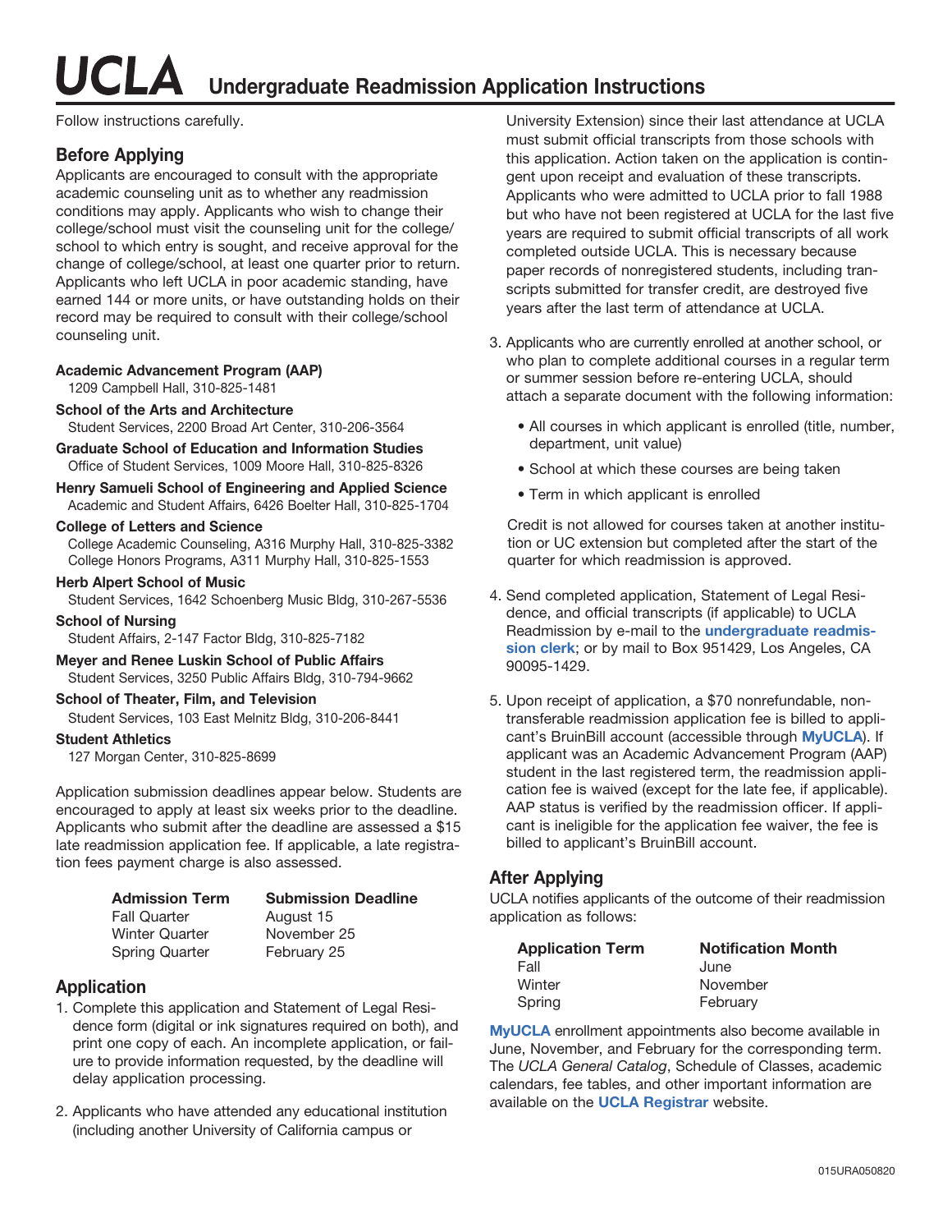# UCLA Undergraduate Readmission Application Instructions

Follow instructions carefully.

## Before Applying

Applicants are encouraged to consult with the appropriate academic counseling unit as to whether any readmission conditions may apply. Applicants who wish to change their college/school must visit the counseling unit for the college/school to which entry is sought, and receive approval for the change of college/school, at least one quarter prior to return. Applicants who left UCLA in poor academic standing, have earned 144 or more units, or have outstanding holds on their record may be required to consult with their college/school counseling unit.

**Academic Advancement Program (AAP)**
1209 Campbell Hall, 310-825-1481

**School of the Arts and Architecture**
Student Services, 2200 Broad Art Center, 310-206-3564

**Graduate School of Education and Information Studies**
Office of Student Services, 1009 Moore Hall, 310-825-8326

**Henry Samueli School of Engineering and Applied Science**
Academic and Student Affairs, 6426 Boelter Hall, 310-825-1704

**College of Letters and Science**
College Academic Counseling, A316 Murphy Hall, 310-825-3382
College Honors Programs, A311 Murphy Hall, 310-825-1553

**Herb Alpert School of Music**
Student Services, 1642 Schoenberg Music Bldg, 310-267-5536

**School of Nursing**
Student Affairs, 2-147 Factor Bldg, 310-825-7182

**Meyer and Renee Luskin School of Public Affairs**
Student Services, 3250 Public Affairs Bldg, 310-794-9662

**School of Theater, Film, and Television**
Student Services, 103 East Melnitz Bldg, 310-206-8441

**Student Athletics**
127 Morgan Center, 310-825-8699

Application submission deadlines appear below. Students are encouraged to apply at least six weeks prior to the deadline. Applicants who submit after the deadline are assessed a $15 late readmission application fee. If applicable, a late registration fees payment charge is also assessed.

| Admission Term | Submission Deadline |
|---|---|
| Fall Quarter | August 15 |
| Winter Quarter | November 25 |
| Spring Quarter | February 25 |

## Application

1. Complete this application and Statement of Legal Residence form (digital or ink signatures required on both), and print one copy of each. An incomplete application, or failure to provide information requested, by the deadline will delay application processing.

2. Applicants who have attended any educational institution (including another University of California campus or University Extension) since their last attendance at UCLA must submit official transcripts from those schools with this application. Action taken on the application is contingent upon receipt and evaluation of these transcripts. Applicants who were admitted to UCLA prior to fall 1988 but who have not been registered at UCLA for the last five years are required to submit official transcripts of all work completed outside UCLA. This is necessary because paper records of nonregistered students, including transcripts submitted for transfer credit, are destroyed five years after the last term of attendance at UCLA.

3. Applicants who are currently enrolled at another school, or who plan to complete additional courses in a regular term or summer session before re-entering UCLA, should attach a separate document with the following information:

   - All courses in which applicant is enrolled (title, number, department, unit value)
   - School at which these courses are being taken
   - Term in which applicant is enrolled

   Credit is not allowed for courses taken at another institution or UC extension but completed after the start of the quarter for which readmission is approved.

4. Send completed application, Statement of Legal Residence, and official transcripts (if applicable) to UCLA Readmission by e-mail to the **undergraduate readmission clerk**; or by mail to Box 951429, Los Angeles, CA 90095-1429.

5. Upon receipt of application, a $70 nonrefundable, nontransferable readmission application fee is billed to applicant's BruinBill account (accessible through **MyUCLA**). If applicant was an Academic Advancement Program (AAP) student in the last registered term, the readmission application fee is waived (except for the late fee, if applicable). AAP status is verified by the readmission officer. If applicant is ineligible for the application fee waiver, the fee is billed to applicant's BruinBill account.

## After Applying

UCLA notifies applicants of the outcome of their readmission application as follows:

| Application Term | Notification Month |
|---|---|
| Fall | June |
| Winter | November |
| Spring | February |

**MyUCLA** enrollment appointments also become available in June, November, and February for the corresponding term. The *UCLA General Catalog*, Schedule of Classes, academic calendars, fee tables, and other important information are available on the **UCLA Registrar** website.

015URA050820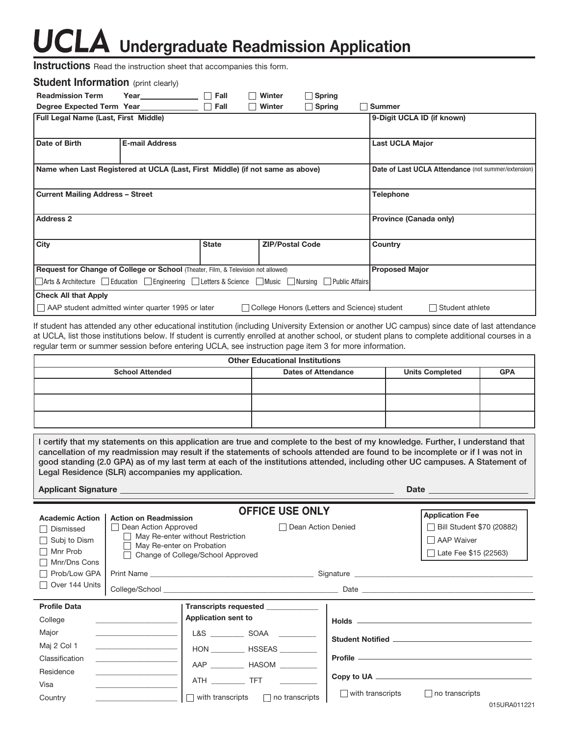# UCLA Undergraduate Readmission Application

**Instructions** Read the instruction sheet that accompanies this form.

## Student Information (print clearly)

**Readmission Term** Year\_\_\_\_\_\_\_\_\_\_ ☐ Fall ☐ Winter ☐ Spring

**Degree Expected Term** Year\_\_\_\_\_\_\_\_\_\_ ☐ Fall ☐ Winter ☐ Spring ☐ Summer

| Full Legal Name (Last, First Middle) | | | | 9-Digit UCLA ID (if known) |
|---|---|---|---|---|
| **Date of Birth** | **E-mail Address** | | | **Last UCLA Major** |
| **Name when Last Registered at UCLA (Last, First Middle) (if not same as above)** | | | | **Date of Last UCLA Attendance** (not summer/extension) |
| **Current Mailing Address – Street** | | | | **Telephone** |
| **Address 2** | | | | **Province (Canada only)** |
| **City** | | **State** | **ZIP/Postal Code** | **Country** |
| **Request for Change of College or School** (Theater, Film, & Television not allowed)<br>☐ Arts & Architecture ☐ Education ☐ Engineering ☐ Letters & Science ☐ Music ☐ Nursing ☐ Public Affairs | | | | **Proposed Major** |
| **Check All that Apply**<br>☐ AAP student admitted winter quarter 1995 or later ☐ College Honors (Letters and Science) student ☐ Student athlete | | | | |

If student has attended any other educational institution (including University Extension or another UC campus) since date of last attendance at UCLA, list those institutions below. If student is currently enrolled at another school, or student plans to complete additional courses in a regular term or summer session before entering UCLA, see instruction page item 3 for more information.

| Other Educational Institutions | | | |
|---|---|---|---|
| **School Attended** | **Dates of Attendance** | **Units Completed** | **GPA** |
| | | | |
| | | | |
| | | | |

**I certify that my statements on this application are true and complete to the best of my knowledge. Further, I understand that cancellation of my readmission may result if the statements of schools attended are found to be incomplete or if I was not in good standing (2.0 GPA) as of my last term at each of the institutions attended, including other UC campuses. A Statement of Legal Residence (SLR) accompanies my application.**

**Applicant Signature** \_\_\_\_\_\_\_\_\_\_\_\_\_\_\_\_\_\_\_\_\_\_\_\_\_\_\_\_ **Date** \_\_\_\_\_\_\_\_\_\_\_\_

## OFFICE USE ONLY

**Academic Action**
- ☐ Dismissed
- ☐ Subj to Dism
- ☐ Mnr Prob
- ☐ Mnr/Dns Cons
- ☐ Prob/Low GPA
- ☐ Over 144 Units

**Action on Readmission**
- ☐ Dean Action Approved
  - ☐ May Re-enter without Restriction
  - ☐ May Re-enter on Probation
  - ☐ Change of College/School Approved
- ☐ Dean Action Denied

Print Name \_\_\_\_\_\_\_\_\_\_\_\_\_\_\_\_\_\_\_\_ Signature \_\_\_\_\_\_\_\_\_\_\_\_\_\_\_\_\_\_\_\_

College/School \_\_\_\_\_\_\_\_\_\_\_\_\_\_\_\_\_\_\_\_ Date \_\_\_\_\_\_\_\_\_\_\_\_\_\_\_\_\_\_\_\_

**Application Fee**
- ☐ Bill Student $70 (20882)
- ☐ AAP Waiver
- ☐ Late Fee $15 (22563)

**Profile Data**
- College \_\_\_\_\_\_\_\_\_\_
- Major \_\_\_\_\_\_\_\_\_\_
- Maj 2 Col 1 \_\_\_\_\_\_\_\_\_\_
- Classification \_\_\_\_\_\_\_\_\_\_
- Residence \_\_\_\_\_\_\_\_\_\_
- Visa \_\_\_\_\_\_\_\_\_\_
- Country \_\_\_\_\_\_\_\_\_\_

**Transcripts requested** \_\_\_\_\_\_\_\_\_\_

**Application sent to**
- L&S \_\_\_\_\_\_ SOAA \_\_\_\_\_\_
- HON \_\_\_\_\_\_ HSSEAS \_\_\_\_\_\_
- AAP \_\_\_\_\_\_ HASOM \_\_\_\_\_\_
- ATH \_\_\_\_\_\_ TFT \_\_\_\_\_\_
- ☐ with transcripts ☐ no transcripts

**Holds** \_\_\_\_\_\_\_\_\_\_\_\_\_\_\_\_\_\_\_\_

**Student Notified** \_\_\_\_\_\_\_\_\_\_\_\_\_\_\_\_\_\_\_\_

**Profile** \_\_\_\_\_\_\_\_\_\_\_\_\_\_\_\_\_\_\_\_

**Copy to UA** \_\_\_\_\_\_\_\_\_\_\_\_\_\_\_\_\_\_\_\_

☐ with transcripts ☐ no transcripts

015URA011221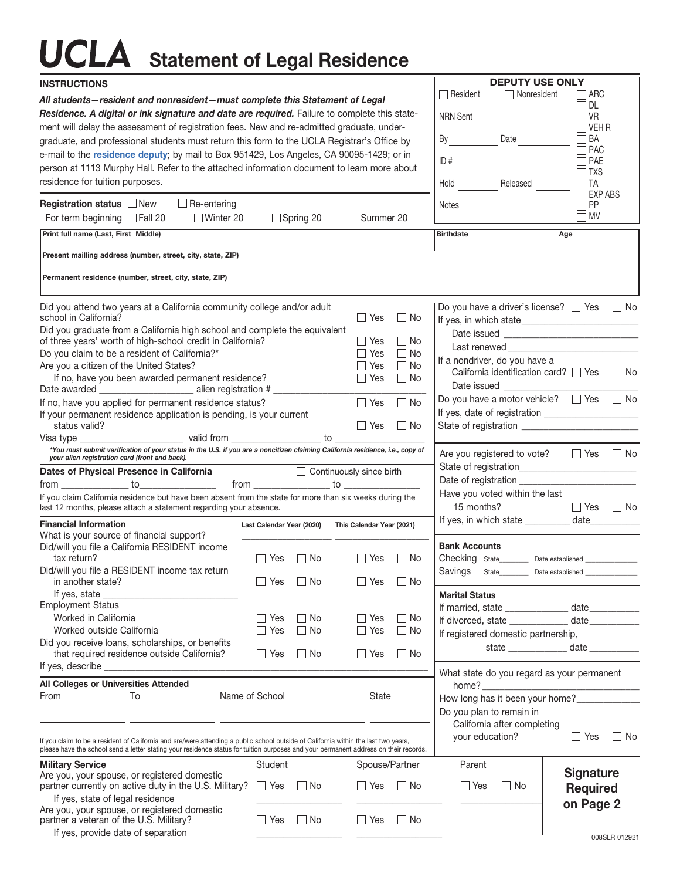# UCLA Statement of Legal Residence

## INSTRUCTIONS

***All students—resident and nonresident—must complete this Statement of Legal Residence. A digital or ink signature and date are required.*** Failure to complete this statement will delay the assessment of registration fees. New and re-admitted graduate, undergraduate, and professional students must return this form to the UCLA Registrar's Office by e-mail to the residence deputy; by mail to Box 951429, Los Angeles, CA 90095-1429; or in person at 1113 Murphy Hall. Refer to the attached information document to learn more about residence for tuition purposes.

**DEPUTY USE ONLY**

☐ Resident ☐ Nonresident

NRN Sent ____________

By ________ Date ________

ID # ____________

Hold ________ Released ________

Notes

☐ ARC ☐ DL ☐ VR ☐ VEH R ☐ BA ☐ PAC ☐ PAE ☐ TXS ☐ TA ☐ EXP ABS ☐ PP ☐ MV

**Registration status** ☐ New ☐ Re-entering

For term beginning ☐ Fall 20____ ☐ Winter 20____ ☐ Spring 20____ ☐ Summer 20____

**Print full name (Last, First Middle)**

**Birthdate** **Age**

**Present mailling address (number, street, city, state, ZIP)**

**Permanent residence (number, street, city, state, ZIP)**

Did you attend two years at a California community college and/or adult school in California? ☐ Yes ☐ No

Did you graduate from a California high school and complete the equivalent of three years' worth of high-school credit in California? ☐ Yes ☐ No

Do you claim to be a resident of California?* ☐ Yes ☐ No

Are you a citizen of the United States? ☐ Yes ☐ No

If no, have you been awarded permanent residence? ☐ Yes ☐ No

Date awarded ________________ alien registration # ________________

If no, have you applied for permanent residence status? ☐ Yes ☐ No

If your permanent residence application is pending, is your current status valid? ☐ Yes ☐ No

Visa type ________________ valid from ________________ to ________________

**You must submit verification of your status in the U.S. if you are a noncitizen claiming California residence, i.e., copy of your alien registration card (front and back).*

Do you have a driver's license? ☐ Yes ☐ No

If yes, in which state ________________

Date issued ________________

Last renewed ________________

If a nondriver, do you have a California identification card? ☐ Yes ☐ No

Date issued ________________

Do you have a motor vehicle? ☐ Yes ☐ No

If yes, date of registration ________________

State of registration ________________

Are you registered to vote? ☐ Yes ☐ No

State of registration ________________

Date of registration ________________

Have you voted within the last 15 months? ☐ Yes ☐ No

If yes, in which state ________ date ________

**Dates of Physical Presence in California** ☐ Continuously since birth

from ____________ to ____________ from ____________ to ____________

If you claim California residence but have been absent from the state for more than six weeks during the last 12 months, please attach a statement regarding your absence.

**Financial Information**

| | Last Calendar Year (2020) | This Calendar Year (2021) |
|---|---|---|
| What is your source of financial support? | ____________ | ____________ |
| Did/will you file a California RESIDENT income tax return? | ☐ Yes ☐ No | ☐ Yes ☐ No |
| Did/will you file a RESIDENT income tax return in another state? | ☐ Yes ☐ No | ☐ Yes ☐ No |
| If yes, state ____________ | | |
| Employment Status | | |
| Worked in California | ☐ Yes ☐ No | ☐ Yes ☐ No |
| Worked outside California | ☐ Yes ☐ No | ☐ Yes ☐ No |
| Did you receive loans, scholarships, or benefits that required residence outside California? | ☐ Yes ☐ No | ☐ Yes ☐ No |

If yes, describe ________________

**Bank Accounts**

Checking State________ Date established ________

Savings State________ Date established ________

**Marital Status**

If married, state ____________ date ________

If divorced, state ____________ date ________

If registered domestic partnership, state ____________ date ________

**All Colleges or Universities Attended**

| From | To | Name of School | State |
|---|---|---|---|
| | | | |
| | | | |
| | | | |

If you claim to be a resident of California and are/were attending a public school outside of California within the last two years, please have the school send a letter stating your residence status for tuition purposes and your permanent address on their records.

What state do you regard as your permanent home? ________________

How long has it been your home? ____________

Do you plan to remain in California after completing your education? ☐ Yes ☐ No

**Military Service**

| | Student | Spouse/Partner | Parent |
|---|---|---|---|
| Are you, your spouse, or registered domestic partner currently on active duty in the U.S. Military? | ☐ Yes ☐ No | ☐ Yes ☐ No | ☐ Yes ☐ No |
| If yes, state of legal residence | ____________ | ____________ | ____________ |
| Are you, your spouse, or registered domestic partner a veteran of the U.S. Military? | ☐ Yes ☐ No | ☐ Yes ☐ No | |
| If yes, provide date of separation | ____________ | ____________ | |

**Signature Required on Page 2**

008SLR 012921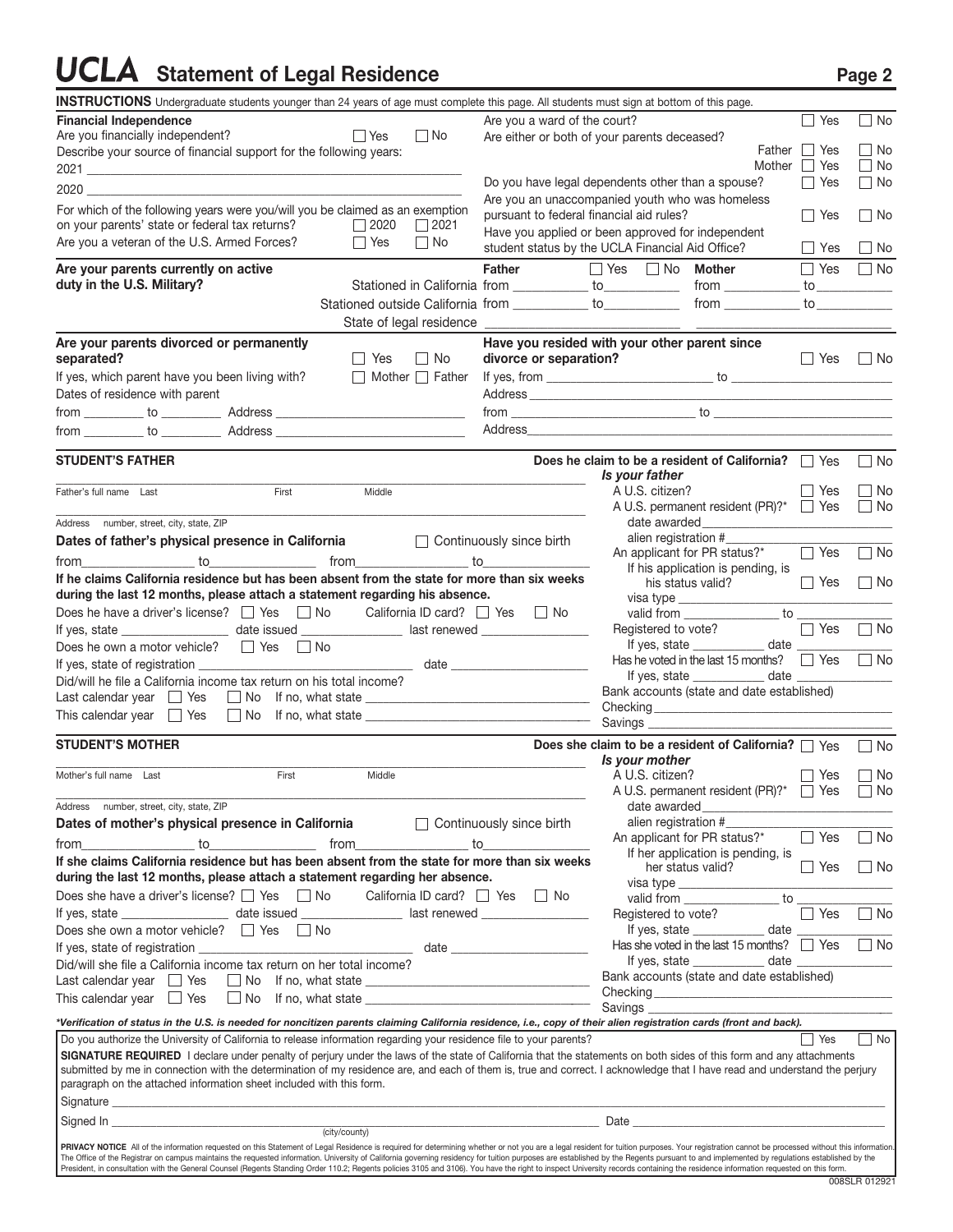# UCLA Statement of Legal Residence

**Page 2**

**INSTRUCTIONS** Undergraduate students younger than 24 years of age must complete this page. All students must sign at bottom of this page.

## Financial Independence

Are you financially independent? ☐ Yes ☐ No

Describe your source of financial support for the following years:

2021 ____________________

2020 ____________________

For which of the following years were you/will you be claimed as an exemption on your parents' state or federal tax returns? ☐ 2020 ☐ 2021

Are you a veteran of the U.S. Armed Forces? ☐ Yes ☐ No

Are you a ward of the court? ☐ Yes ☐ No

Are either or both of your parents deceased?
- Father ☐ Yes ☐ No
- Mother ☐ Yes ☐ No

Do you have legal dependents other than a spouse? ☐ Yes ☐ No

Are you an unaccompanied youth who was homeless pursuant to federal financial aid rules? ☐ Yes ☐ No

Have you applied or been approved for independent student status by the UCLA Financial Aid Office? ☐ Yes ☐ No

**Are your parents currently on active duty in the U.S. Military?**

| | Father ☐ Yes ☐ No | Mother ☐ Yes ☐ No |
|---|---|---|
| Stationed in California | from ________ to ________ | from ________ to ________ |
| Stationed outside California | from ________ to ________ | from ________ to ________ |
| State of legal residence | ________ | ________ |

**Are your parents divorced or permanently separated?** ☐ Yes ☐ No

If yes, which parent have you been living with? ☐ Mother ☐ Father

Dates of residence with parent

from ________ to ________ Address ____________________

from ________ to ________ Address ____________________

**Have you resided with your other parent since divorce or separation?** ☐ Yes ☐ No

If yes, from ____________ to ____________

Address ____________________

from ____________ to ____________

Address ____________________

## STUDENT'S FATHER

**Does he claim to be a resident of California?** ☐ Yes ☐ No

____________________
Father's full name Last First Middle

____________________
Address number, street, city, state, ZIP

**Dates of father's physical presence in California** ☐ Continuously since birth

from ________ to ________ from ________ to ________

**If he claims California residence but has been absent from the state for more than six weeks during the last 12 months, please attach a statement regarding his absence.**

Does he have a driver's license? ☐ Yes ☐ No California ID card? ☐ Yes ☐ No

If yes, state ________ date issued ________ last renewed ________

Does he own a motor vehicle? ☐ Yes ☐ No

If yes, state of registration ________ date ________

Did/will he file a California income tax return on his total income?

Last calendar year ☐ Yes ☐ No If no, what state ________

This calendar year ☐ Yes ☐ No If no, what state ________

*Is your father*
- A U.S. citizen? ☐ Yes ☐ No
- A U.S. permanent resident (PR)?* ☐ Yes ☐ No
  - date awarded ________
  - alien registration # ________
- An applicant for PR status?* ☐ Yes ☐ No
  - If his application is pending, is his status valid? ☐ Yes ☐ No
  - visa type ________
  - valid from ________ to ________
- Registered to vote? ☐ Yes ☐ No
  - If yes, state ________ date ________
- Has he voted in the last 15 months? ☐ Yes ☐ No
  - If yes, state ________ date ________
- Bank accounts (state and date established)
  - Checking ________
  - Savings ________

## STUDENT'S MOTHER

**Does she claim to be a resident of California?** ☐ Yes ☐ No

____________________
Mother's full name Last First Middle

____________________
Address number, street, city, state, ZIP

**Dates of mother's physical presence in California** ☐ Continuously since birth

from ________ to ________ from ________ to ________

**If she claims California residence but has been absent from the state for more than six weeks during the last 12 months, please attach a statement regarding her absence.**

Does she have a driver's license? ☐ Yes ☐ No California ID card? ☐ Yes ☐ No

If yes, state ________ date issued ________ last renewed ________

Does she own a motor vehicle? ☐ Yes ☐ No

If yes, state of registration ________ date ________

Did/will she file a California income tax return on her total income?

Last calendar year ☐ Yes ☐ No If no, what state ________

This calendar year ☐ Yes ☐ No If no, what state ________

*Is your mother*
- A U.S. citizen? ☐ Yes ☐ No
- A U.S. permanent resident (PR)?* ☐ Yes ☐ No
  - date awarded ________
  - alien registration # ________
- An applicant for PR status?* ☐ Yes ☐ No
  - If her application is pending, is her status valid? ☐ Yes ☐ No
  - visa type ________
  - valid from ________ to ________
- Registered to vote? ☐ Yes ☐ No
  - If yes, state ________ date ________
- Has she voted in the last 15 months? ☐ Yes ☐ No
  - If yes, state ________ date ________
- Bank accounts (state and date established)
  - Checking ________
  - Savings ________

***Verification of status in the U.S. is needed for noncitizen parents claiming California residence, i.e., copy of their alien registration cards (front and back).***

Do you authorize the University of California to release information regarding your residence file to your parents? ☐ Yes ☐ No

**SIGNATURE REQUIRED** I declare under penalty of perjury under the laws of the state of California that the statements on both sides of this form and any attachments submitted by me in connection with the determination of my residence are, and each of them is, true and correct. I acknowledge that I have read and understand the perjury paragraph on the attached information sheet included with this form.

Signature ____________________

Signed In ____________________ Date ____________________
(city/county)

**PRIVACY NOTICE** All of the information requested on this Statement of Legal Residence is required for determining whether or not you are a legal resident for tuition purposes. Your registration cannot be processed without this information. The Office of the Registrar on campus maintains the requested information. University of California governing residency for tuition purposes are established by the Regents pursuant to and implemented by regulations established by the President, in consultation with the General Counsel (Regents Standing Order 110.2; Regents policies 3105 and 3106). You have the right to inspect University records containing the residence information requested on this form.

008SLR 012921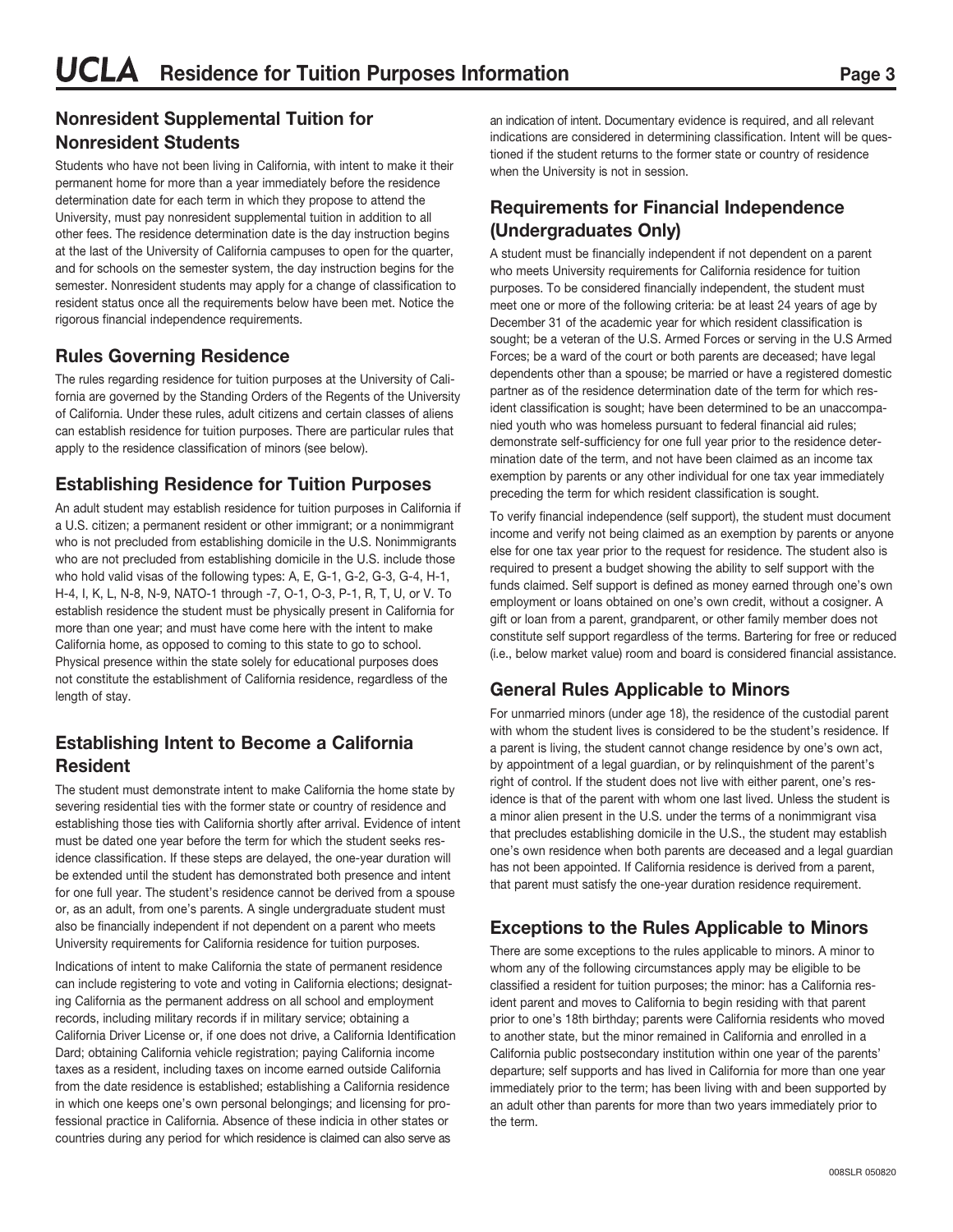## Nonresident Supplemental Tuition for Nonresident Students

Students who have not been living in California, with intent to make it their permanent home for more than a year immediately before the residence determination date for each term in which they propose to attend the University, must pay nonresident supplemental tuition in addition to all other fees. The residence determination date is the day instruction begins at the last of the University of California campuses to open for the quarter, and for schools on the semester system, the day instruction begins for the semester. Nonresident students may apply for a change of classification to resident status once all the requirements below have been met. Notice the rigorous financial independence requirements.

## Rules Governing Residence

The rules regarding residence for tuition purposes at the University of California are governed by the Standing Orders of the Regents of the University of California. Under these rules, adult citizens and certain classes of aliens can establish residence for tuition purposes. There are particular rules that apply to the residence classification of minors (see below).

## Establishing Residence for Tuition Purposes

An adult student may establish residence for tuition purposes in California if a U.S. citizen; a permanent resident or other immigrant; or a nonimmigrant who is not precluded from establishing domicile in the U.S. Nonimmigrants who are not precluded from establishing domicile in the U.S. include those who hold valid visas of the following types: A, E, G-1, G-2, G-3, G-4, H-1, H-4, I, K, L, N-8, N-9, NATO-1 through -7, O-1, O-3, P-1, R, T, U, or V. To establish residence the student must be physically present in California for more than one year; and must have come here with the intent to make California home, as opposed to coming to this state to go to school. Physical presence within the state solely for educational purposes does not constitute the establishment of California residence, regardless of the length of stay.

## Establishing Intent to Become a California Resident

The student must demonstrate intent to make California the home state by severing residential ties with the former state or country of residence and establishing those ties with California shortly after arrival. Evidence of intent must be dated one year before the term for which the student seeks residence classification. If these steps are delayed, the one-year duration will be extended until the student has demonstrated both presence and intent for one full year. The student's residence cannot be derived from a spouse or, as an adult, from one's parents. A single undergraduate student must also be financially independent if not dependent on a parent who meets University requirements for California residence for tuition purposes.

Indications of intent to make California the state of permanent residence can include registering to vote and voting in California elections; designating California as the permanent address on all school and employment records, including military records if in military service; obtaining a California Driver License or, if one does not drive, a California Identification Dard; obtaining California vehicle registration; paying California income taxes as a resident, including taxes on income earned outside California from the date residence is established; establishing a California residence in which one keeps one's own personal belongings; and licensing for professional practice in California. Absence of these indicia in other states or countries during any period for which residence is claimed can also serve as an indication of intent. Documentary evidence is required, and all relevant indications are considered in determining classification. Intent will be questioned if the student returns to the former state or country of residence when the University is not in session.

## Requirements for Financial Independence (Undergraduates Only)

A student must be financially independent if not dependent on a parent who meets University requirements for California residence for tuition purposes. To be considered financially independent, the student must meet one or more of the following criteria: be at least 24 years of age by December 31 of the academic year for which resident classification is sought; be a veteran of the U.S. Armed Forces or serving in the U.S Armed Forces; be a ward of the court or both parents are deceased; have legal dependents other than a spouse; be married or have a registered domestic partner as of the residence determination date of the term for which resident classification is sought; have been determined to be an unaccompanied youth who was homeless pursuant to federal financial aid rules; demonstrate self-sufficiency for one full year prior to the residence determination date of the term, and not have been claimed as an income tax exemption by parents or any other individual for one tax year immediately preceding the term for which resident classification is sought.

To verify financial independence (self support), the student must document income and verify not being claimed as an exemption by parents or anyone else for one tax year prior to the request for residence. The student also is required to present a budget showing the ability to self support with the funds claimed. Self support is defined as money earned through one's own employment or loans obtained on one's own credit, without a cosigner. A gift or loan from a parent, grandparent, or other family member does not constitute self support regardless of the terms. Bartering for free or reduced (i.e., below market value) room and board is considered financial assistance.

## General Rules Applicable to Minors

For unmarried minors (under age 18), the residence of the custodial parent with whom the student lives is considered to be the student's residence. If a parent is living, the student cannot change residence by one's own act, by appointment of a legal guardian, or by relinquishment of the parent's right of control. If the student does not live with either parent, one's residence is that of the parent with whom one last lived. Unless the student is a minor alien present in the U.S. under the terms of a nonimmigrant visa that precludes establishing domicile in the U.S., the student may establish one's own residence when both parents are deceased and a legal guardian has not been appointed. If California residence is derived from a parent, that parent must satisfy the one-year duration residence requirement.

## Exceptions to the Rules Applicable to Minors

There are some exceptions to the rules applicable to minors. A minor to whom any of the following circumstances apply may be eligible to be classified a resident for tuition purposes; the minor: has a California resident parent and moves to California to begin residing with that parent prior to one's 18th birthday; parents were California residents who moved to another state, but the minor remained in California and enrolled in a California public postsecondary institution within one year of the parents' departure; self supports and has lived in California for more than one year immediately prior to the term; has been living with and been supported by an adult other than parents for more than two years immediately prior to the term.

008SLR 050820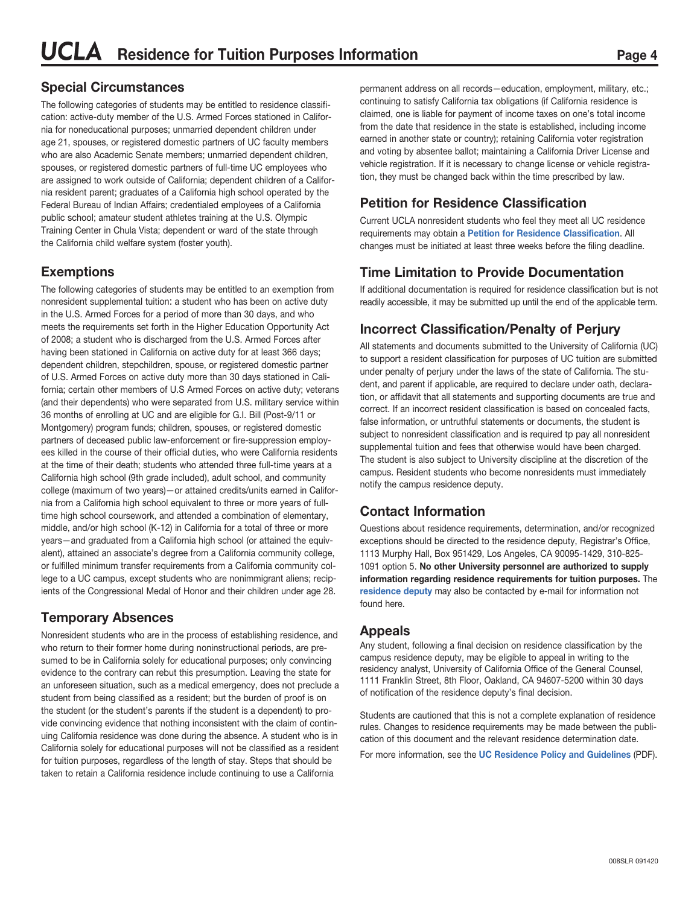## Special Circumstances

The following categories of students may be entitled to residence classification: active-duty member of the U.S. Armed Forces stationed in California for noneducational purposes; unmarried dependent children under age 21, spouses, or registered domestic partners of UC faculty members who are also Academic Senate members; unmarried dependent children, spouses, or registered domestic partners of full-time UC employees who are assigned to work outside of California; dependent children of a California resident parent; graduates of a California high school operated by the Federal Bureau of Indian Affairs; credentialed employees of a California public school; amateur student athletes training at the U.S. Olympic Training Center in Chula Vista; dependent or ward of the state through the California child welfare system (foster youth).

## Exemptions

The following categories of students may be entitled to an exemption from nonresident supplemental tuition: a student who has been on active duty in the U.S. Armed Forces for a period of more than 30 days, and who meets the requirements set forth in the Higher Education Opportunity Act of 2008; a student who is discharged from the U.S. Armed Forces after having been stationed in California on active duty for at least 366 days; dependent children, stepchildren, spouse, or registered domestic partner of U.S. Armed Forces on active duty more than 30 days stationed in California; certain other members of U.S Armed Forces on active duty; veterans (and their dependents) who were separated from U.S. military service within 36 months of enrolling at UC and are eligible for G.I. Bill (Post-9/11 or Montgomery) program funds; children, spouses, or registered domestic partners of deceased public law-enforcement or fire-suppression employees killed in the course of their official duties, who were California residents at the time of their death; students who attended three full-time years at a California high school (9th grade included), adult school, and community college (maximum of two years)—or attained credits/units earned in California from a California high school equivalent to three or more years of full-time high school coursework, and attended a combination of elementary, middle, and/or high school (K-12) in California for a total of three or more years—and graduated from a California high school (or attained the equivalent), attained an associate's degree from a California community college, or fulfilled minimum transfer requirements from a California community college to a UC campus, except students who are nonimmigrant aliens; recipients of the Congressional Medal of Honor and their children under age 28.

## Temporary Absences

Nonresident students who are in the process of establishing residence, and who return to their former home during noninstructional periods, are presumed to be in California solely for educational purposes; only convincing evidence to the contrary can rebut this presumption. Leaving the state for an unforeseen situation, such as a medical emergency, does not preclude a student from being classified as a resident; but the burden of proof is on the student (or the student's parents if the student is a dependent) to provide convincing evidence that nothing inconsistent with the claim of continuing California residence was done during the absence. A student who is in California solely for educational purposes will not be classified as a resident for tuition purposes, regardless of the length of stay. Steps that should be taken to retain a California residence include continuing to use a California permanent address on all records—education, employment, military, etc.; continuing to satisfy California tax obligations (if California residence is claimed, one is liable for payment of income taxes on one's total income from the date that residence in the state is established, including income earned in another state or country); retaining California voter registration and voting by absentee ballot; maintaining a California Driver License and vehicle registration. If it is necessary to change license or vehicle registration, they must be changed back within the time prescribed by law.

## Petition for Residence Classification

Current UCLA nonresident students who feel they meet all UC residence requirements may obtain a **Petition for Residence Classification**. All changes must be initiated at least three weeks before the filing deadline.

## Time Limitation to Provide Documentation

If additional documentation is required for residence classification but is not readily accessible, it may be submitted up until the end of the applicable term.

## Incorrect Classification/Penalty of Perjury

All statements and documents submitted to the University of California (UC) to support a resident classification for purposes of UC tuition are submitted under penalty of perjury under the laws of the state of California. The student, and parent if applicable, are required to declare under oath, declaration, or affidavit that all statements and supporting documents are true and correct. If an incorrect resident classification is based on concealed facts, false information, or untruthful statements or documents, the student is subject to nonresident classification and is required tp pay all nonresident supplemental tuition and fees that otherwise would have been charged. The student is also subject to University discipline at the discretion of the campus. Resident students who become nonresidents must immediately notify the campus residence deputy.

## Contact Information

Questions about residence requirements, determination, and/or recognized exceptions should be directed to the residence deputy, Registrar's Office, 1113 Murphy Hall, Box 951429, Los Angeles, CA 90095-1429, 310-825-1091 option 5. **No other University personnel are authorized to supply information regarding residence requirements for tuition purposes.** The **residence deputy** may also be contacted by e-mail for information not found here.

## Appeals

Any student, following a final decision on residence classification by the campus residence deputy, may be eligible to appeal in writing to the residency analyst, University of California Office of the General Counsel, 1111 Franklin Street, 8th Floor, Oakland, CA 94607-5200 within 30 days of notification of the residence deputy's final decision.

Students are cautioned that this is not a complete explanation of residence rules. Changes to residence requirements may be made between the publication of this document and the relevant residence determination date.

For more information, see the **UC Residence Policy and Guidelines** (PDF).